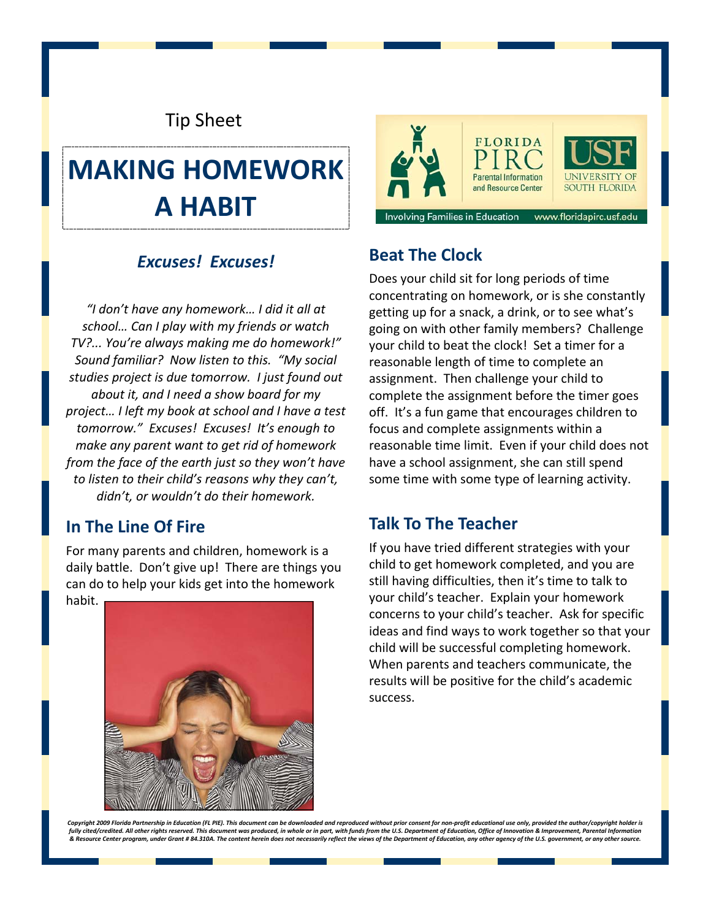Tip Sheet

# MAKING HOMEWORK A HABIT

## *Excuses! Excuses!*

*"I don't have any homework… I did it all at school… Can I play with my friends or watch TV?... You're always making me do homework!" Sound familiar? Now listen to this. "My social studies project is due tomorrow. I just found out about it, and I need a show board for my project… I left my book at school and I have a test tomorrow." Excuses! Excuses! It's enough to make any parent want to get rid of homework from the face of the earth just so they won't have to listen to their child's reasons why they can't, didn't, or wouldn't do their homework.*

## In The Line Of Fire

For many parents and children, homework is a daily battle. Don't give up! There are things you can do to help your kids get into the homework habit.

## Beat The Clock

Does your child sit for long periods of time concentrating on homework, or is she constantly getting up for a snack, a drink, or to see what's going on with other family members? Challenge your child to beat the clock! Set a timer for a reasonable length of time to complete an assignment. Then challenge your child to complete the assignment before the timer goes off. It's a fun game that encourages children to focus and complete assignments within a reasonable time limit. Even if your child does not have a school assignment, she can still spend some time with some type of learning activity.

## Talk To The Teacher

If you have tried different strategies with your child to get homework completed, and you are still having difficulties, then it's time to talk to your child's teacher. Explain your homework concerns to your child's teacher. Ask for specific ideas and find ways to work together so that your child will be successful completing homework. When parents and teachers communicate, the results will be positive for the child's academic success.

*Copyright 2009 Florida Partnership in Education (FL PIE). This document can be downloaded and reproduced without prior consent for non-profit educational use only, provided the author/copyright holder is fully cited/credited. All other rights reserved. This document was produced, in whole or in part, with funds from the U.S. Department of Education, Office of Innovation & Improvement, Parental Information & Resource Center program, under Grant # 84.310A. The content herein does not necessarily reflect the views of the Department of Education, any other agency of the U.S. government, or any other source.*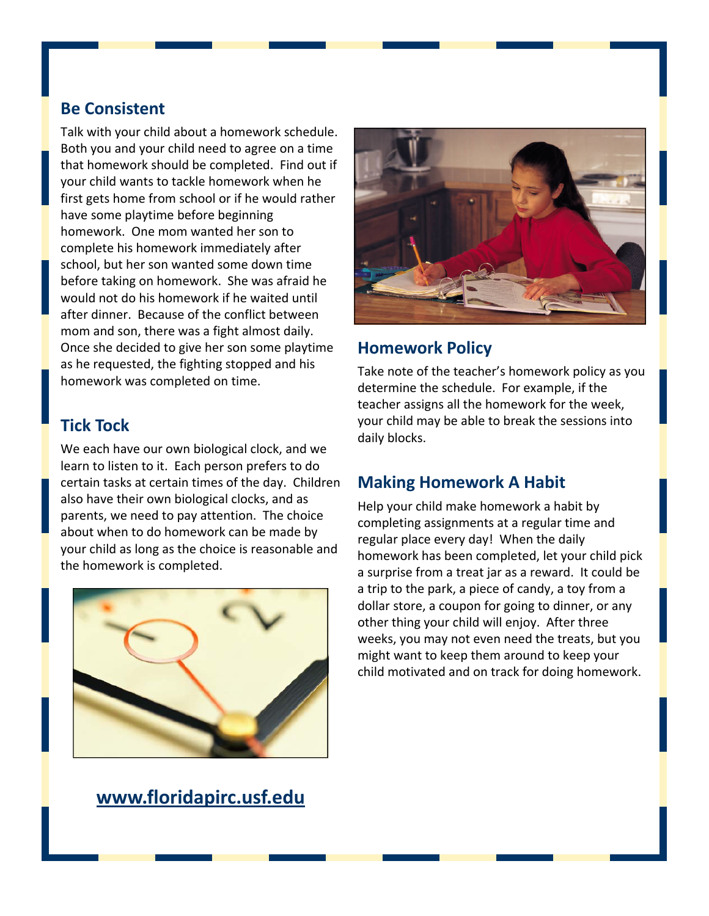## Be Consistent

Talk with your child about a homework schedule. Both you and your child need to agree on a time that homework should be completed. Find out if your child wants to tackle homework when he first gets home from school or if he would rather have some playtime before beginning homework. One mom wanted her son to complete his homework immediately after school, but her son wanted some down time before taking on homework. She was afraid he would not do his homework if he waited until after dinner. Because of the conflict between mom and son, there was a fight almost daily. Once she decided to give her son some playtime as he requested, the fighting stopped and his homework was completed on time.

## Tick Tock

We each have our own biological clock, and we learn to listen to it. Each person prefers to do certain tasks at certain times of the day. Children also have their own biological clocks, and as parents, we need to pay attention. The choice about when to do homework can be made by your child as long as the choice is reasonable and the homework is completed.

## Homework Policy

Take note of the teacher's homework policy as you determine the schedule. For example, if the teacher assigns all the homework for the week, your child may be able to break the sessions into daily blocks.

## Making Homework A Habit

Help your child make homework a habit by completing assignments at a regular time and regular place every day! When the daily homework has been completed, let your child pick a surprise from a treat jar as a reward. It could be a trip to the park, a piece of candy, a toy from a dollar store, a coupon for going to dinner, or any other thing your child will enjoy. After three weeks, you may not even need the treats, but you might want to keep them around to keep your child motivated and on track for doing homework.

**www.floridapirc.usf.edu**